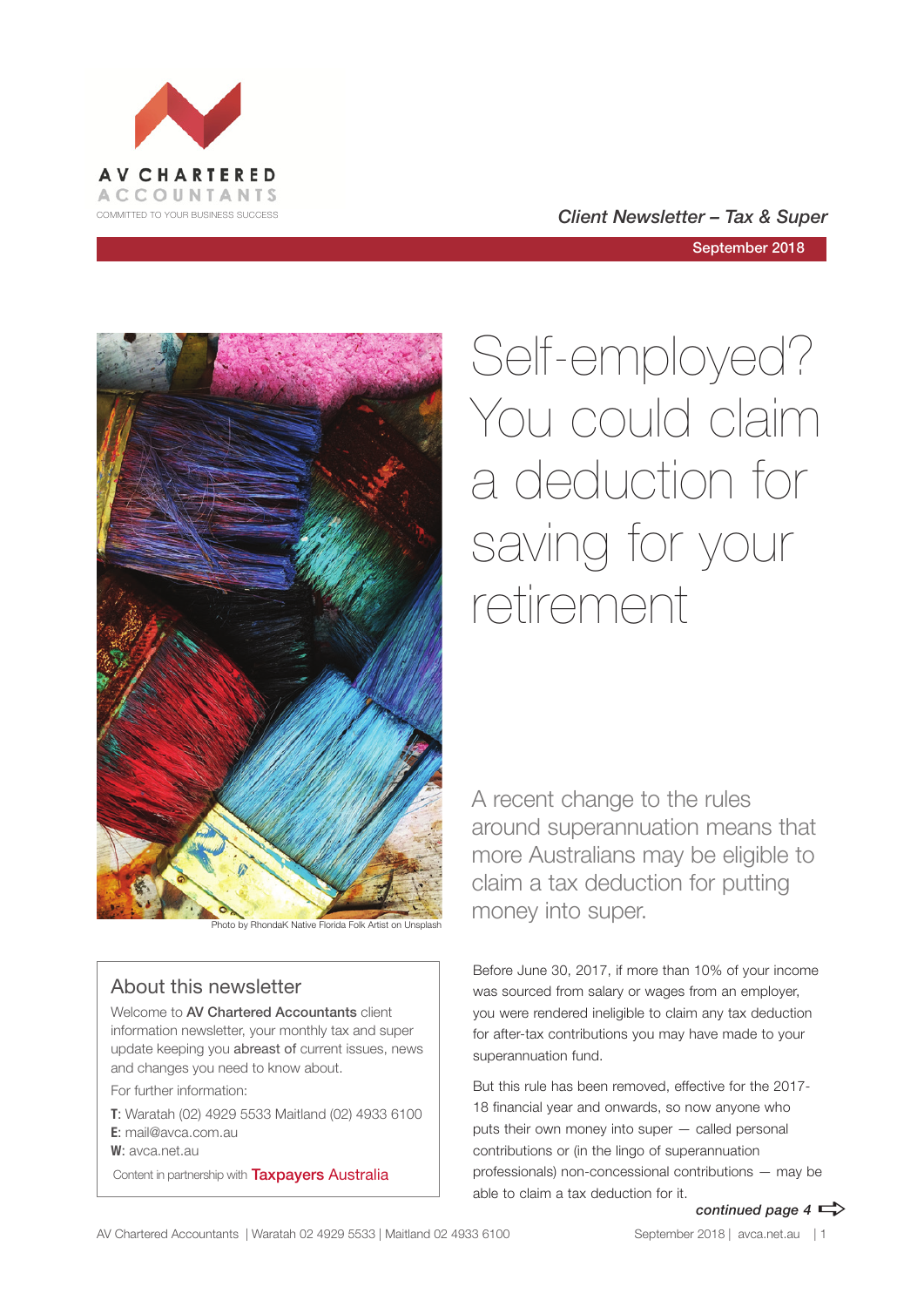AV CHARTERED ACCOUNTANTS

COMMITTED TO YOUR BUSINESS SUCCESS

*Client Newsletter – Tax & Super*

September 2018

Photo by RhondaK Native Florida Folk Artist on Unsplash

# Self-employed? You could claim a deduction for saving for your retirement

A recent change to the rules around superannuation means that more Australians may be eligible to claim a tax deduction for putting money into super.

Before June 30, 2017, if more than 10% of your income was sourced from salary or wages from an employer, you were rendered ineligible to claim any tax deduction for after-tax contributions you may have made to your superannuation fund.

But this rule has been removed, effective for the 2017-18 financial year and onwards, so now anyone who puts their own money into super — called personal contributions or (in the lingo of superannuation professionals) non-concessional contributions — may be able to claim a tax deduction for it.

***continued page 4***

## About this newsletter

Welcome to **AV Chartered Accountants** client information newsletter, your monthly tax and super update keeping you **abreast of** current issues, news and changes you need to know about.

For further information:

**T**: Waratah (02) 4929 5533 Maitland (02) 4933 6100
**E**: mail@avca.com.au
**W**: avca.net.au

Content in partnership with Taxpayers Australia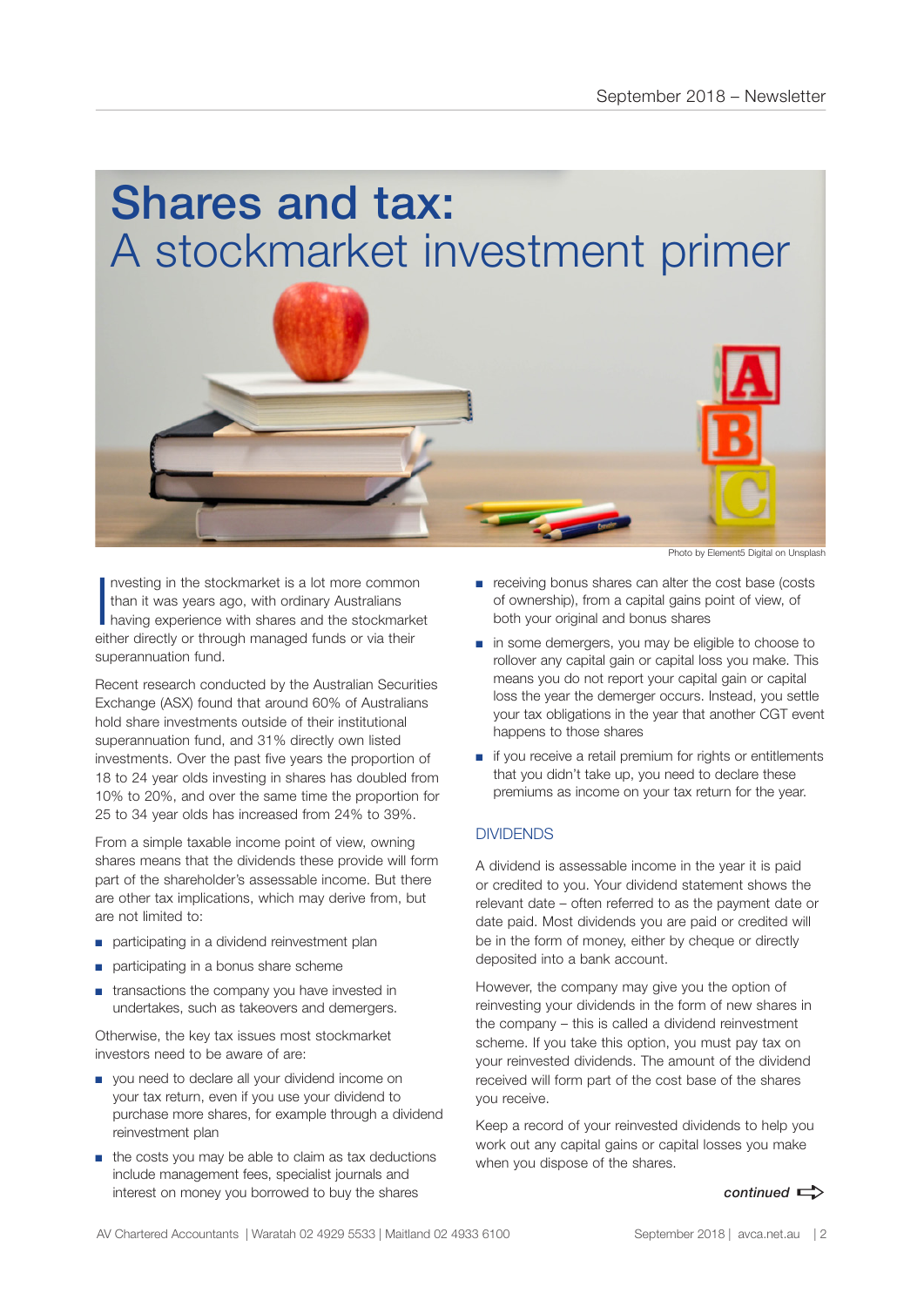# Shares and tax: A stockmarket investment primer

Photo by Element5 Digital on Unsplash

Investing in the stockmarket is a lot more common than it was years ago, with ordinary Australians having experience with shares and the stockmarket either directly or through managed funds or via their superannuation fund.

Recent research conducted by the Australian Securities Exchange (ASX) found that around 60% of Australians hold share investments outside of their institutional superannuation fund, and 31% directly own listed investments. Over the past five years the proportion of 18 to 24 year olds investing in shares has doubled from 10% to 20%, and over the same time the proportion for 25 to 34 year olds has increased from 24% to 39%.

From a simple taxable income point of view, owning shares means that the dividends these provide will form part of the shareholder's assessable income. But there are other tax implications, which may derive from, but are not limited to:

- participating in a dividend reinvestment plan
- participating in a bonus share scheme
- transactions the company you have invested in undertakes, such as takeovers and demergers.

Otherwise, the key tax issues most stockmarket investors need to be aware of are:

- you need to declare all your dividend income on your tax return, even if you use your dividend to purchase more shares, for example through a dividend reinvestment plan
- the costs you may be able to claim as tax deductions include management fees, specialist journals and interest on money you borrowed to buy the shares
- receiving bonus shares can alter the cost base (costs of ownership), from a capital gains point of view, of both your original and bonus shares
- in some demergers, you may be eligible to choose to rollover any capital gain or capital loss you make. This means you do not report your capital gain or capital loss the year the demerger occurs. Instead, you settle your tax obligations in the year that another CGT event happens to those shares
- if you receive a retail premium for rights or entitlements that you didn't take up, you need to declare these premiums as income on your tax return for the year.

## DIVIDENDS

A dividend is assessable income in the year it is paid or credited to you. Your dividend statement shows the relevant date – often referred to as the payment date or date paid. Most dividends you are paid or credited will be in the form of money, either by cheque or directly deposited into a bank account.

However, the company may give you the option of reinvesting your dividends in the form of new shares in the company – this is called a dividend reinvestment scheme. If you take this option, you must pay tax on your reinvested dividends. The amount of the dividend received will form part of the cost base of the shares you receive.

Keep a record of your reinvested dividends to help you work out any capital gains or capital losses you make when you dispose of the shares.

*continued*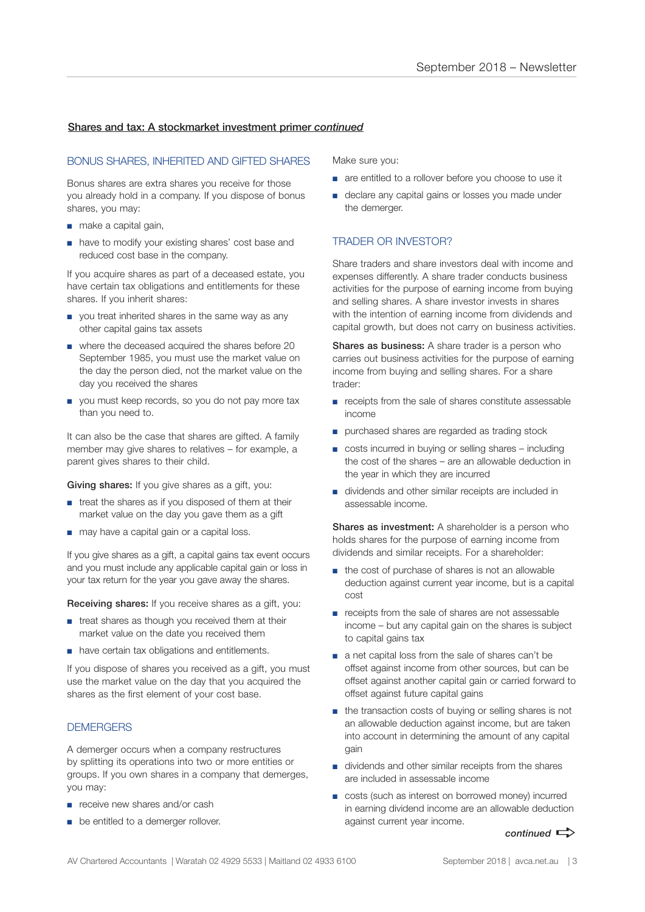## Shares and tax: A stockmarket investment primer *continued*

### BONUS SHARES, INHERITED AND GIFTED SHARES

Bonus shares are extra shares you receive for those you already hold in a company. If you dispose of bonus shares, you may:

- make a capital gain,
- have to modify your existing shares' cost base and reduced cost base in the company.

If you acquire shares as part of a deceased estate, you have certain tax obligations and entitlements for these shares. If you inherit shares:

- you treat inherited shares in the same way as any other capital gains tax assets
- where the deceased acquired the shares before 20 September 1985, you must use the market value on the day the person died, not the market value on the day you received the shares
- you must keep records, so you do not pay more tax than you need to.

It can also be the case that shares are gifted. A family member may give shares to relatives – for example, a parent gives shares to their child.

**Giving shares:** If you give shares as a gift, you:

- treat the shares as if you disposed of them at their market value on the day you gave them as a gift
- may have a capital gain or a capital loss.

If you give shares as a gift, a capital gains tax event occurs and you must include any applicable capital gain or loss in your tax return for the year you gave away the shares.

**Receiving shares:** If you receive shares as a gift, you:

- treat shares as though you received them at their market value on the date you received them
- have certain tax obligations and entitlements.

If you dispose of shares you received as a gift, you must use the market value on the day that you acquired the shares as the first element of your cost base.

### DEMERGERS

A demerger occurs when a company restructures by splitting its operations into two or more entities or groups. If you own shares in a company that demerges, you may:

- receive new shares and/or cash
- be entitled to a demerger rollover.

Make sure you:

- are entitled to a rollover before you choose to use it
- declare any capital gains or losses you made under the demerger.

### TRADER OR INVESTOR?

Share traders and share investors deal with income and expenses differently. A share trader conducts business activities for the purpose of earning income from buying and selling shares. A share investor invests in shares with the intention of earning income from dividends and capital growth, but does not carry on business activities.

**Shares as business:** A share trader is a person who carries out business activities for the purpose of earning income from buying and selling shares. For a share trader:

- receipts from the sale of shares constitute assessable income
- purchased shares are regarded as trading stock
- costs incurred in buying or selling shares – including the cost of the shares – are an allowable deduction in the year in which they are incurred
- dividends and other similar receipts are included in assessable income.

**Shares as investment:** A shareholder is a person who holds shares for the purpose of earning income from dividends and similar receipts. For a shareholder:

- the cost of purchase of shares is not an allowable deduction against current year income, but is a capital cost
- receipts from the sale of shares are not assessable income – but any capital gain on the shares is subject to capital gains tax
- a net capital loss from the sale of shares can't be offset against income from other sources, but can be offset against another capital gain or carried forward to offset against future capital gains
- the transaction costs of buying or selling shares is not an allowable deduction against income, but are taken into account in determining the amount of any capital gain
- dividends and other similar receipts from the shares are included in assessable income
- costs (such as interest on borrowed money) incurred in earning dividend income are an allowable deduction against current year income.

*continued*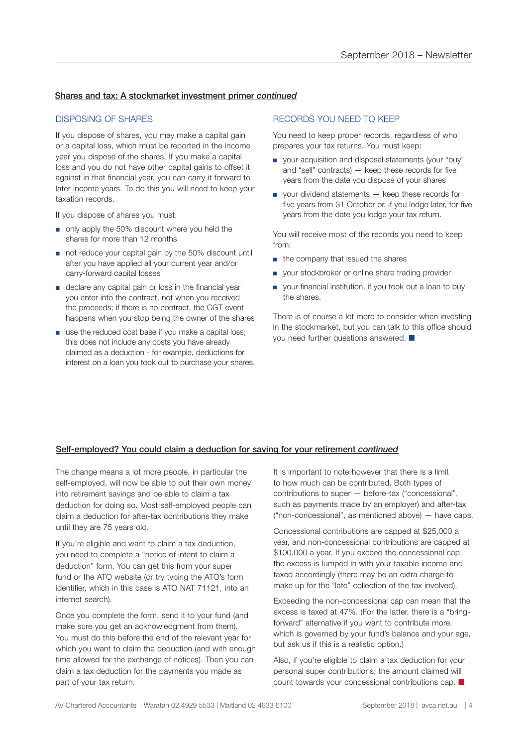## Shares and tax: A stockmarket investment primer *continued*

### DISPOSING OF SHARES

If you dispose of shares, you may make a capital gain or a capital loss, which must be reported in the income year you dispose of the shares. If you make a capital loss and you do not have other capital gains to offset it against in that financial year, you can carry it forward to later income years. To do this you will need to keep your taxation records.

If you dispose of shares you must:

- only apply the 50% discount where you held the shares for more than 12 months
- not reduce your capital gain by the 50% discount until after you have applied all your current year and/or carry-forward capital losses
- declare any capital gain or loss in the financial year you enter into the contract, not when you received the proceeds; if there is no contract, the CGT event happens when you stop being the owner of the shares
- use the reduced cost base if you make a capital loss; this does not include any costs you have already claimed as a deduction - for example, deductions for interest on a loan you took out to purchase your shares.

### RECORDS YOU NEED TO KEEP

You need to keep proper records, regardless of who prepares your tax returns. You must keep:

- your acquisition and disposal statements (your "buy" and "sell" contracts) — keep these records for five years from the date you dispose of your shares
- your dividend statements — keep these records for five years from 31 October or, if you lodge later, for five years from the date you lodge your tax return.

You will receive most of the records you need to keep from:

- the company that issued the shares
- your stockbroker or online share trading provider
- your financial institution, if you took out a loan to buy the shares.

There is of course a lot more to consider when investing in the stockmarket, but you can talk to this office should you need further questions answered. ■

## Self-employed? You could claim a deduction for saving for your retirement *continued*

The change means a lot more people, in particular the self-employed, will now be able to put their own money into retirement savings and be able to claim a tax deduction for doing so. Most self-employed people can claim a deduction for after-tax contributions they make until they are 75 years old.

If you're eligible and want to claim a tax deduction, you need to complete a "notice of intent to claim a deduction" form. You can get this from your super fund or the ATO website (or try typing the ATO's form identifier, which in this case is ATO NAT 71121, into an internet search).

Once you complete the form, send it to your fund (and make sure you get an acknowledgment from them). You must do this before the end of the relevant year for which you want to claim the deduction (and with enough time allowed for the exchange of notices). Then you can claim a tax deduction for the payments you made as part of your tax return.

It is important to note however that there is a limit to how much can be contributed. Both types of contributions to super — before-tax ("concessional", such as payments made by an employer) and after-tax ("non-concessional", as mentioned above) — have caps.

Concessional contributions are capped at $25,000 a year, and non-concessional contributions are capped at $100,000 a year. If you exceed the concessional cap, the excess is lumped in with your taxable income and taxed accordingly (there may be an extra charge to make up for the "late" collection of the tax involved).

Exceeding the non-concessional cap can mean that the excess is taxed at 47%. (For the latter, there is a "bring-forward" alternative if you want to contribute more, which is governed by your fund's balance and your age, but ask us if this is a realistic option.)

Also, if you're eligible to claim a tax deduction for your personal super contributions, the amount claimed will count towards your concessional contributions cap. ■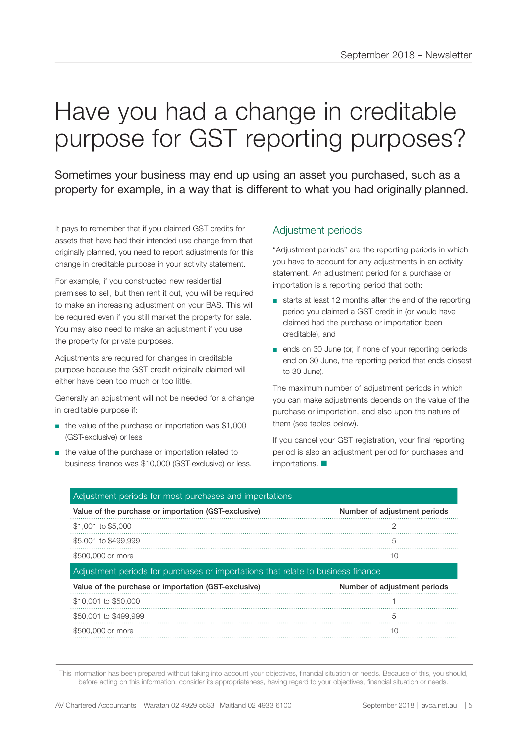# Have you had a change in creditable purpose for GST reporting purposes?

Sometimes your business may end up using an asset you purchased, such as a property for example, in a way that is different to what you had originally planned.

It pays to remember that if you claimed GST credits for assets that have had their intended use change from that originally planned, you need to report adjustments for this change in creditable purpose in your activity statement.

For example, if you constructed new residential premises to sell, but then rent it out, you will be required to make an increasing adjustment on your BAS. This will be required even if you still market the property for sale. You may also need to make an adjustment if you use the property for private purposes.

Adjustments are required for changes in creditable purpose because the GST credit originally claimed will either have been too much or too little.

Generally an adjustment will not be needed for a change in creditable purpose if:

- the value of the purchase or importation was $1,000 (GST-exclusive) or less
- the value of the purchase or importation related to business finance was $10,000 (GST-exclusive) or less.

## Adjustment periods

"Adjustment periods" are the reporting periods in which you have to account for any adjustments in an activity statement. An adjustment period for a purchase or importation is a reporting period that both:

- starts at least 12 months after the end of the reporting period you claimed a GST credit in (or would have claimed had the purchase or importation been creditable), and
- ends on 30 June (or, if none of your reporting periods end on 30 June, the reporting period that ends closest to 30 June).

The maximum number of adjustment periods in which you can make adjustments depends on the value of the purchase or importation, and also upon the nature of them (see tables below).

If you cancel your GST registration, your final reporting period is also an adjustment period for purchases and importations.

| Adjustment periods for most purchases and importations | |
|---|---|
| **Value of the purchase or importation (GST-exclusive)** | **Number of adjustment periods** |
| $1,001 to $5,000 | 2 |
| $5,001 to $499,999 | 5 |
| $500,000 or more | 10 |
| **Adjustment periods for purchases or importations that relate to business finance** | |
| **Value of the purchase or importation (GST-exclusive)** | **Number of adjustment periods** |
| $10,001 to $50,000 | 1 |
| $50,001 to $499,999 | 5 |
| $500,000 or more | 10 |

This information has been prepared without taking into account your objectives, financial situation or needs. Because of this, you should, before acting on this information, consider its appropriateness, having regard to your objectives, financial situation or needs.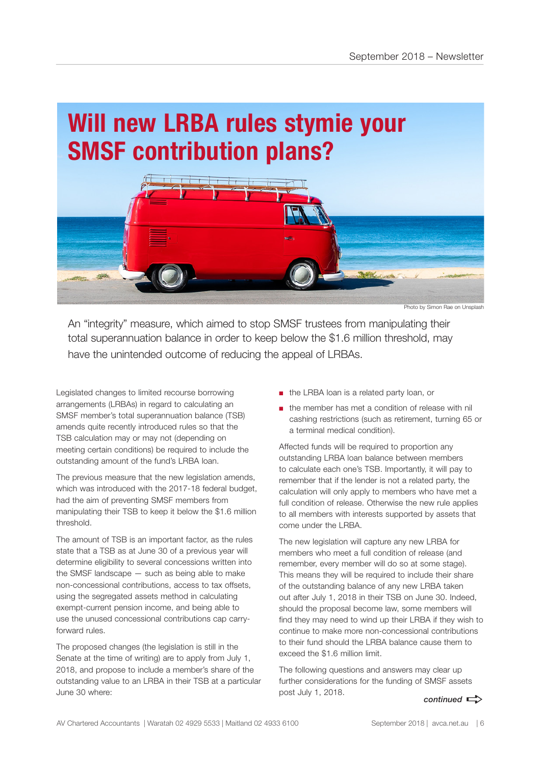# Will new LRBA rules stymie your SMSF contribution plans?

Photo by Simon Rae on Unsplash

An "integrity" measure, which aimed to stop SMSF trustees from manipulating their total superannuation balance in order to keep below the $1.6 million threshold, may have the unintended outcome of reducing the appeal of LRBAs.

Legislated changes to limited recourse borrowing arrangements (LRBAs) in regard to calculating an SMSF member's total superannuation balance (TSB) amends quite recently introduced rules so that the TSB calculation may or may not (depending on meeting certain conditions) be required to include the outstanding amount of the fund's LRBA loan.

The previous measure that the new legislation amends, which was introduced with the 2017-18 federal budget, had the aim of preventing SMSF members from manipulating their TSB to keep it below the $1.6 million threshold.

The amount of TSB is an important factor, as the rules state that a TSB as at June 30 of a previous year will determine eligibility to several concessions written into the SMSF landscape — such as being able to make non-concessional contributions, access to tax offsets, using the segregated assets method in calculating exempt-current pension income, and being able to use the unused concessional contributions cap carry-forward rules.

The proposed changes (the legislation is still in the Senate at the time of writing) are to apply from July 1, 2018, and propose to include a member's share of the outstanding value to an LRBA in their TSB at a particular June 30 where:

- the LRBA loan is a related party loan, or
- the member has met a condition of release with nil cashing restrictions (such as retirement, turning 65 or a terminal medical condition).

Affected funds will be required to proportion any outstanding LRBA loan balance between members to calculate each one's TSB. Importantly, it will pay to remember that if the lender is not a related party, the calculation will only apply to members who have met a full condition of release. Otherwise the new rule applies to all members with interests supported by assets that come under the LRBA.

The new legislation will capture any new LRBA for members who meet a full condition of release (and remember, every member will do so at some stage). This means they will be required to include their share of the outstanding balance of any new LRBA taken out after July 1, 2018 in their TSB on June 30. Indeed, should the proposal become law, some members will find they may need to wind up their LRBA if they wish to continue to make more non-concessional contributions to their fund should the LRBA balance cause them to exceed the $1.6 million limit.

The following questions and answers may clear up further considerations for the funding of SMSF assets post July 1, 2018.

*continued*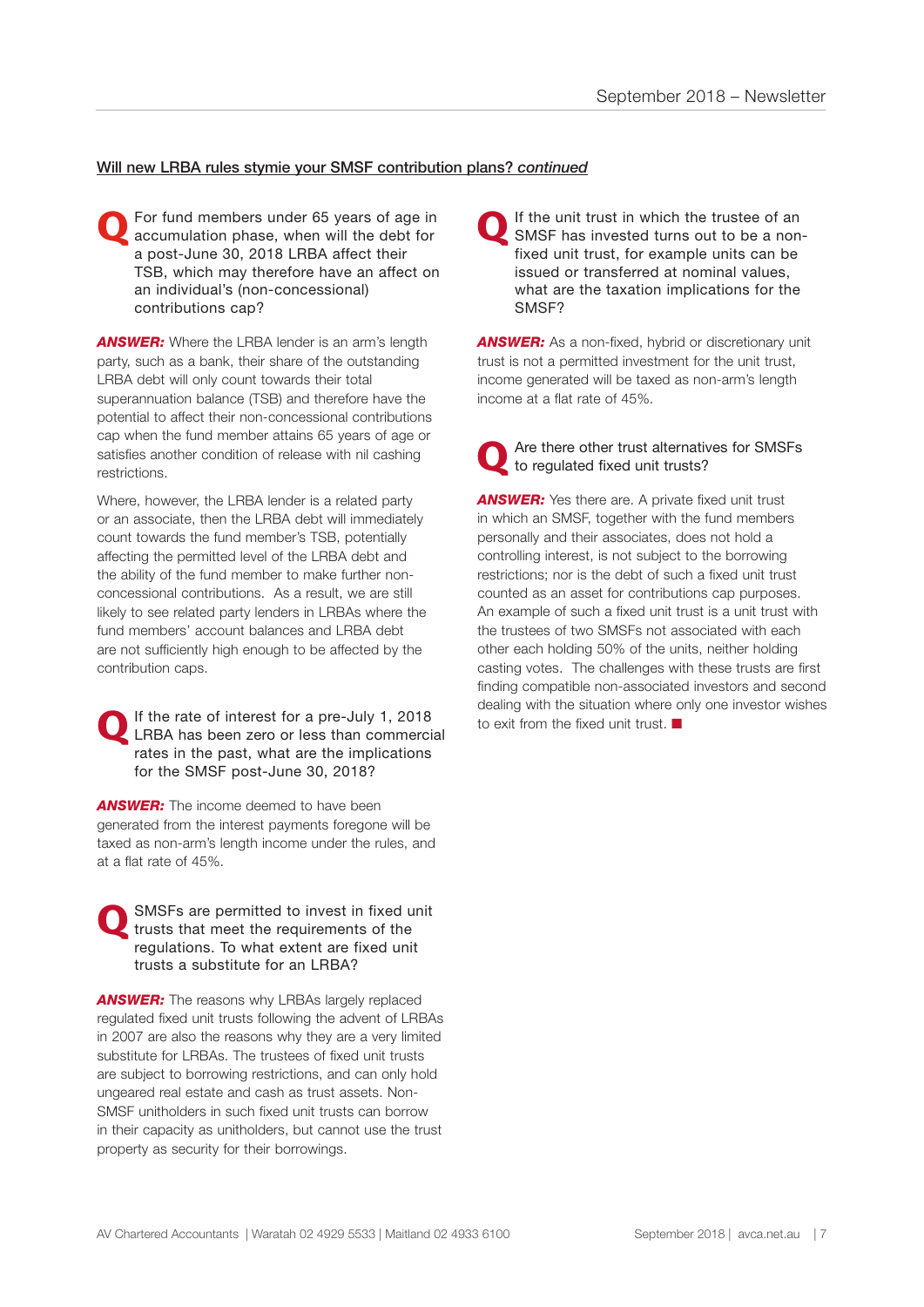## Will new LRBA rules stymie your SMSF contribution plans? *continued*

**Q** For fund members under 65 years of age in accumulation phase, when will the debt for a post-June 30, 2018 LRBA affect their TSB, which may therefore have an affect on an individual's (non-concessional) contributions cap?

***ANSWER:*** Where the LRBA lender is an arm's length party, such as a bank, their share of the outstanding LRBA debt will only count towards their total superannuation balance (TSB) and therefore have the potential to affect their non-concessional contributions cap when the fund member attains 65 years of age or satisfies another condition of release with nil cashing restrictions.

Where, however, the LRBA lender is a related party or an associate, then the LRBA debt will immediately count towards the fund member's TSB, potentially affecting the permitted level of the LRBA debt and the ability of the fund member to make further non-concessional contributions. As a result, we are still likely to see related party lenders in LRBAs where the fund members' account balances and LRBA debt are not sufficiently high enough to be affected by the contribution caps.

**Q** If the rate of interest for a pre-July 1, 2018 LRBA has been zero or less than commercial rates in the past, what are the implications for the SMSF post-June 30, 2018?

***ANSWER:*** The income deemed to have been generated from the interest payments foregone will be taxed as non-arm's length income under the rules, and at a flat rate of 45%.

**Q** SMSFs are permitted to invest in fixed unit trusts that meet the requirements of the regulations. To what extent are fixed unit trusts a substitute for an LRBA?

***ANSWER:*** The reasons why LRBAs largely replaced regulated fixed unit trusts following the advent of LRBAs in 2007 are also the reasons why they are a very limited substitute for LRBAs. The trustees of fixed unit trusts are subject to borrowing restrictions, and can only hold ungeared real estate and cash as trust assets. Non-SMSF unitholders in such fixed unit trusts can borrow in their capacity as unitholders, but cannot use the trust property as security for their borrowings.

**Q** If the unit trust in which the trustee of an SMSF has invested turns out to be a non-fixed unit trust, for example units can be issued or transferred at nominal values, what are the taxation implications for the SMSF?

***ANSWER:*** As a non-fixed, hybrid or discretionary unit trust is not a permitted investment for the unit trust, income generated will be taxed as non-arm's length income at a flat rate of 45%.

**Q** Are there other trust alternatives for SMSFs to regulated fixed unit trusts?

***ANSWER:*** Yes there are. A private fixed unit trust in which an SMSF, together with the fund members personally and their associates, does not hold a controlling interest, is not subject to the borrowing restrictions; nor is the debt of such a fixed unit trust counted as an asset for contributions cap purposes. An example of such a fixed unit trust is a unit trust with the trustees of two SMSFs not associated with each other each holding 50% of the units, neither holding casting votes. The challenges with these trusts are first finding compatible non-associated investors and second dealing with the situation where only one investor wishes to exit from the fixed unit trust. ■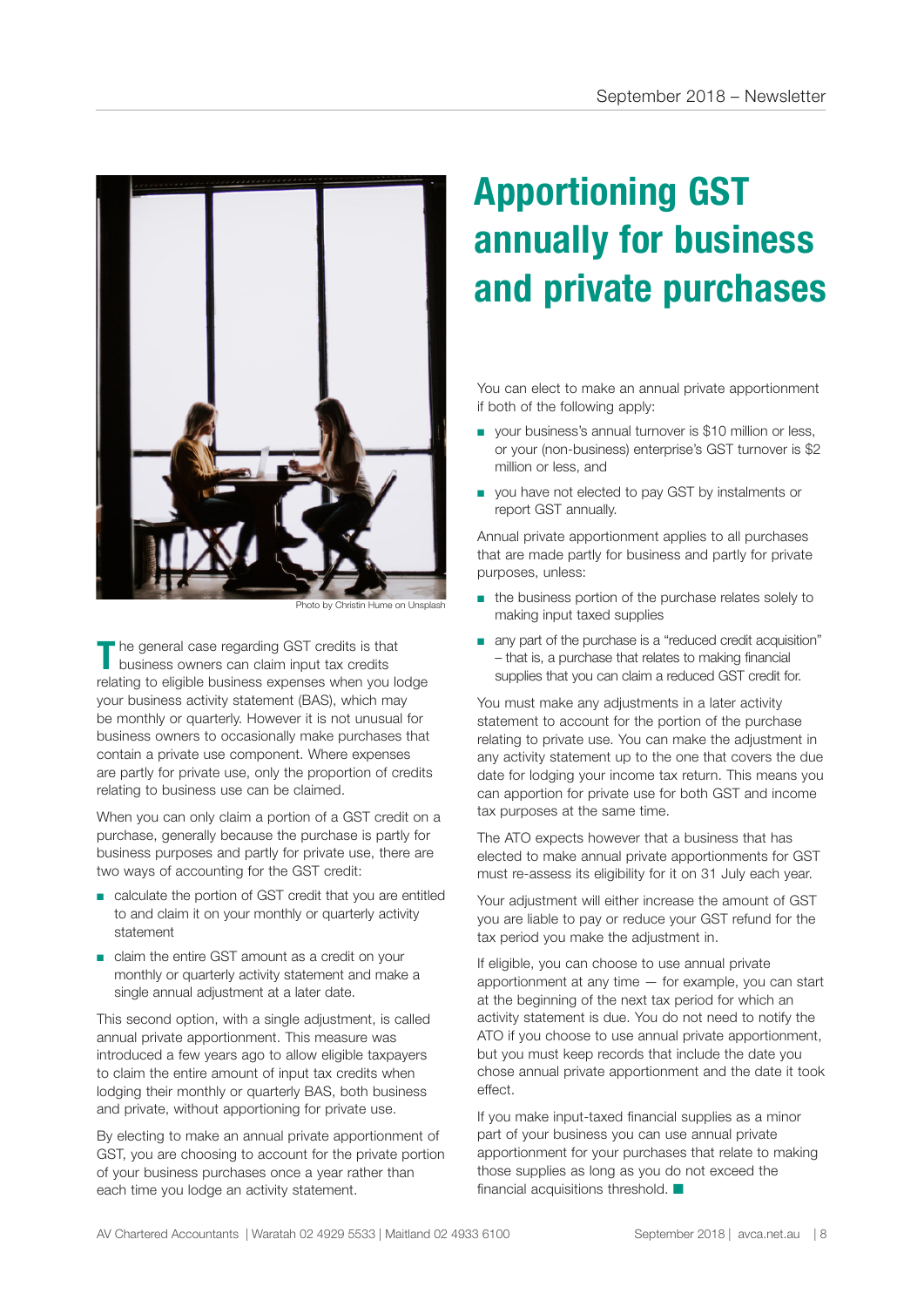# Apportioning GST annually for business and private purchases

Photo by Christin Hume on Unsplash

The general case regarding GST credits is that business owners can claim input tax credits relating to eligible business expenses when you lodge your business activity statement (BAS), which may be monthly or quarterly. However it is not unusual for business owners to occasionally make purchases that contain a private use component. Where expenses are partly for private use, only the proportion of credits relating to business use can be claimed.

When you can only claim a portion of a GST credit on a purchase, generally because the purchase is partly for business purposes and partly for private use, there are two ways of accounting for the GST credit:

- calculate the portion of GST credit that you are entitled to and claim it on your monthly or quarterly activity statement
- claim the entire GST amount as a credit on your monthly or quarterly activity statement and make a single annual adjustment at a later date.

This second option, with a single adjustment, is called annual private apportionment. This measure was introduced a few years ago to allow eligible taxpayers to claim the entire amount of input tax credits when lodging their monthly or quarterly BAS, both business and private, without apportioning for private use.

By electing to make an annual private apportionment of GST, you are choosing to account for the private portion of your business purchases once a year rather than each time you lodge an activity statement.

You can elect to make an annual private apportionment if both of the following apply:

- your business's annual turnover is $10 million or less, or your (non-business) enterprise's GST turnover is $2 million or less, and
- you have not elected to pay GST by instalments or report GST annually.

Annual private apportionment applies to all purchases that are made partly for business and partly for private purposes, unless:

- the business portion of the purchase relates solely to making input taxed supplies
- any part of the purchase is a "reduced credit acquisition" – that is, a purchase that relates to making financial supplies that you can claim a reduced GST credit for.

You must make any adjustments in a later activity statement to account for the portion of the purchase relating to private use. You can make the adjustment in any activity statement up to the one that covers the due date for lodging your income tax return. This means you can apportion for private use for both GST and income tax purposes at the same time.

The ATO expects however that a business that has elected to make annual private apportionments for GST must re-assess its eligibility for it on 31 July each year.

Your adjustment will either increase the amount of GST you are liable to pay or reduce your GST refund for the tax period you make the adjustment in.

If eligible, you can choose to use annual private apportionment at any time — for example, you can start at the beginning of the next tax period for which an activity statement is due. You do not need to notify the ATO if you choose to use annual private apportionment, but you must keep records that include the date you chose annual private apportionment and the date it took effect.

If you make input-taxed financial supplies as a minor part of your business you can use annual private apportionment for your purchases that relate to making those supplies as long as you do not exceed the financial acquisitions threshold. ■